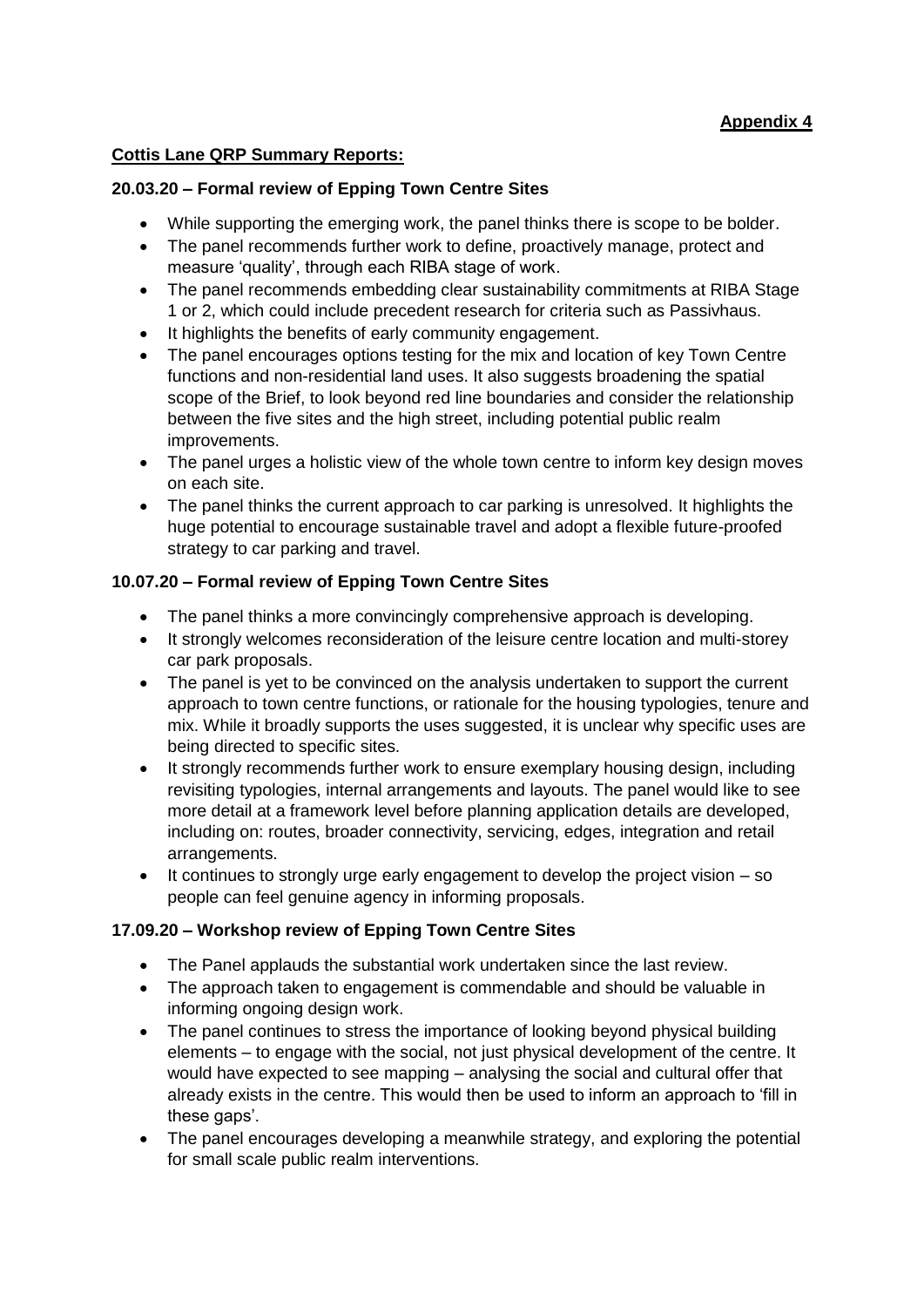**Appendix 4**

**Cottis Lane QRP Summary Reports:**

**20.03.20 – Formal review of Epping Town Centre Sites**

- While supporting the emerging work, the panel thinks there is scope to be bolder.
- The panel recommends further work to define, proactively manage, protect and measure 'quality', through each RIBA stage of work.
- The panel recommends embedding clear sustainability commitments at RIBA Stage 1 or 2, which could include precedent research for criteria such as Passivhaus.
- It highlights the benefits of early community engagement.
- The panel encourages options testing for the mix and location of key Town Centre functions and non-residential land uses. It also suggests broadening the spatial scope of the Brief, to look beyond red line boundaries and consider the relationship between the five sites and the high street, including potential public realm improvements.
- The panel urges a holistic view of the whole town centre to inform key design moves on each site.
- The panel thinks the current approach to car parking is unresolved. It highlights the huge potential to encourage sustainable travel and adopt a flexible future-proofed strategy to car parking and travel.

**10.07.20 – Formal review of Epping Town Centre Sites**

- The panel thinks a more convincingly comprehensive approach is developing.
- It strongly welcomes reconsideration of the leisure centre location and multi-storey car park proposals.
- The panel is yet to be convinced on the analysis undertaken to support the current approach to town centre functions, or rationale for the housing typologies, tenure and mix. While it broadly supports the uses suggested, it is unclear why specific uses are being directed to specific sites.
- It strongly recommends further work to ensure exemplary housing design, including revisiting typologies, internal arrangements and layouts. The panel would like to see more detail at a framework level before planning application details are developed, including on: routes, broader connectivity, servicing, edges, integration and retail arrangements.
- It continues to strongly urge early engagement to develop the project vision – so people can feel genuine agency in informing proposals.

**17.09.20 – Workshop review of Epping Town Centre Sites**

- The Panel applauds the substantial work undertaken since the last review.
- The approach taken to engagement is commendable and should be valuable in informing ongoing design work.
- The panel continues to stress the importance of looking beyond physical building elements – to engage with the social, not just physical development of the centre. It would have expected to see mapping – analysing the social and cultural offer that already exists in the centre. This would then be used to inform an approach to 'fill in these gaps'.
- The panel encourages developing a meanwhile strategy, and exploring the potential for small scale public realm interventions.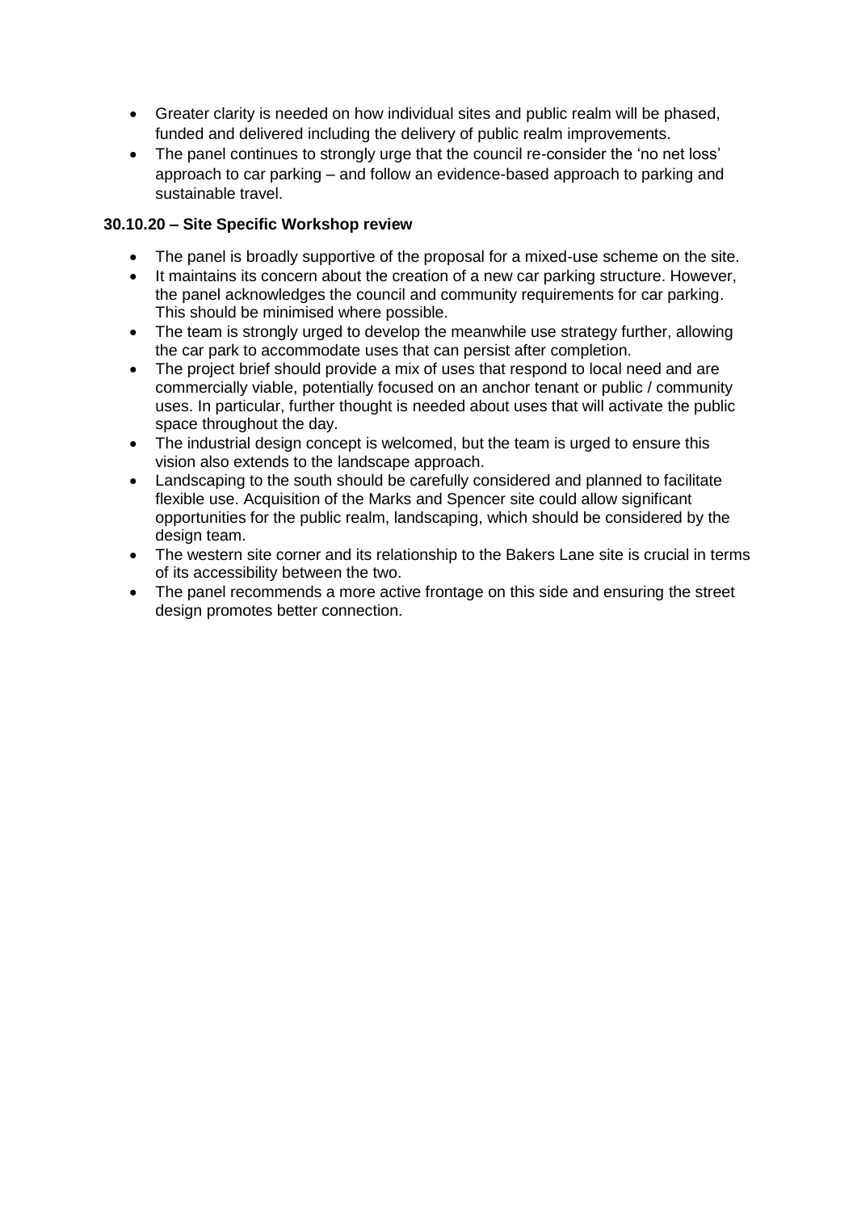- Greater clarity is needed on how individual sites and public realm will be phased, funded and delivered including the delivery of public realm improvements.
- The panel continues to strongly urge that the council re-consider the 'no net loss' approach to car parking – and follow an evidence-based approach to parking and sustainable travel.

**30.10.20 – Site Specific Workshop review**

- The panel is broadly supportive of the proposal for a mixed-use scheme on the site.
- It maintains its concern about the creation of a new car parking structure. However, the panel acknowledges the council and community requirements for car parking. This should be minimised where possible.
- The team is strongly urged to develop the meanwhile use strategy further, allowing the car park to accommodate uses that can persist after completion.
- The project brief should provide a mix of uses that respond to local need and are commercially viable, potentially focused on an anchor tenant or public / community uses. In particular, further thought is needed about uses that will activate the public space throughout the day.
- The industrial design concept is welcomed, but the team is urged to ensure this vision also extends to the landscape approach.
- Landscaping to the south should be carefully considered and planned to facilitate flexible use. Acquisition of the Marks and Spencer site could allow significant opportunities for the public realm, landscaping, which should be considered by the design team.
- The western site corner and its relationship to the Bakers Lane site is crucial in terms of its accessibility between the two.
- The panel recommends a more active frontage on this side and ensuring the street design promotes better connection.